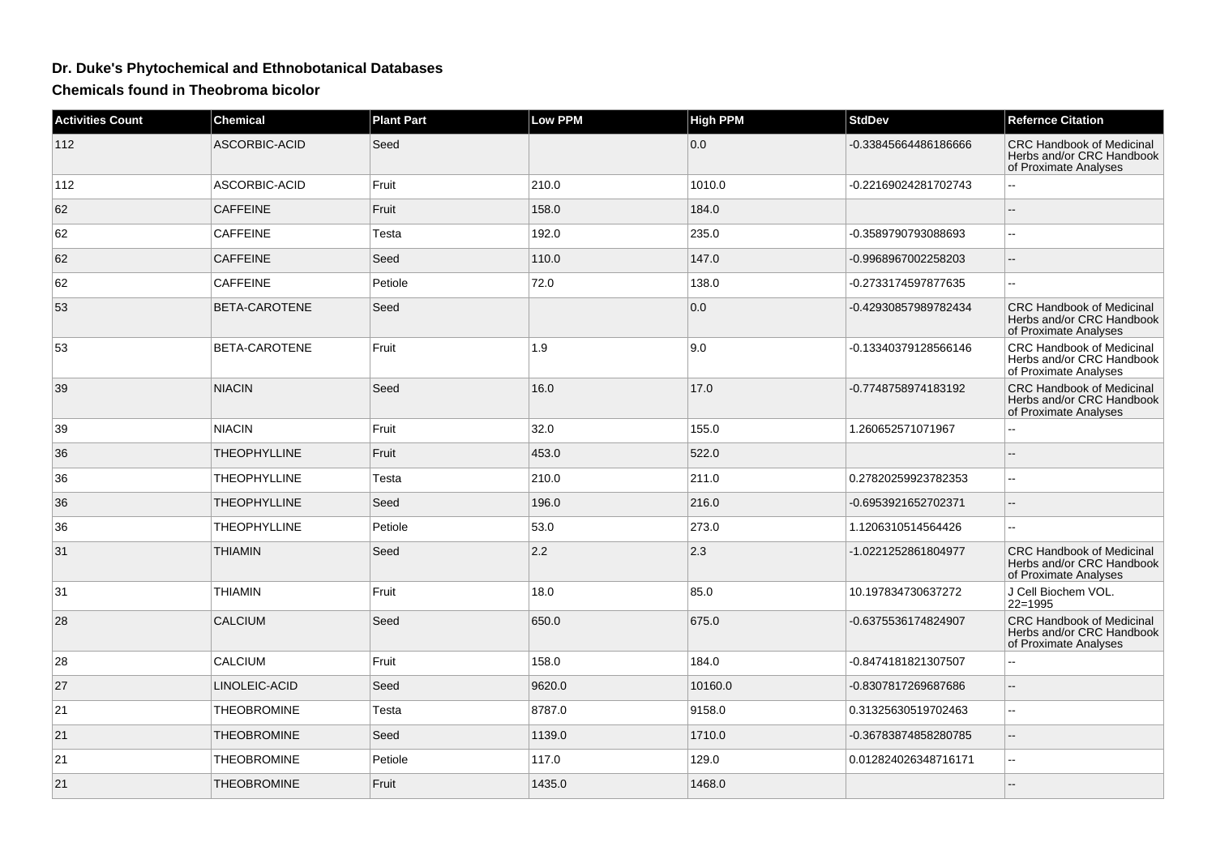# Dr. Duke's Phytochemical and Ethnobotanical Databases

## Chemicals found in Theobroma bicolor

| Activities Count | Chemical | Plant Part | Low PPM | High PPM | StdDev | Refernce Citation |
|---|---|---|---|---|---|---|
| 112 | ASCORBIC-ACID | Seed | | 0.0 | -0.33845664486186666 | CRC Handbook of Medicinal Herbs and/or CRC Handbook of Proximate Analyses |
| 112 | ASCORBIC-ACID | Fruit | 210.0 | 1010.0 | -0.22169024281702743 | -- |
| 62 | CAFFEINE | Fruit | 158.0 | 184.0 | | -- |
| 62 | CAFFEINE | Testa | 192.0 | 235.0 | -0.3589790793088693 | -- |
| 62 | CAFFEINE | Seed | 110.0 | 147.0 | -0.9968967002258203 | -- |
| 62 | CAFFEINE | Petiole | 72.0 | 138.0 | -0.2733174597877635 | -- |
| 53 | BETA-CAROTENE | Seed | | 0.0 | -0.42930857989782434 | CRC Handbook of Medicinal Herbs and/or CRC Handbook of Proximate Analyses |
| 53 | BETA-CAROTENE | Fruit | 1.9 | 9.0 | -0.13340379128566146 | CRC Handbook of Medicinal Herbs and/or CRC Handbook of Proximate Analyses |
| 39 | NIACIN | Seed | 16.0 | 17.0 | -0.7748758974183192 | CRC Handbook of Medicinal Herbs and/or CRC Handbook of Proximate Analyses |
| 39 | NIACIN | Fruit | 32.0 | 155.0 | 1.260652571071967 | -- |
| 36 | THEOPHYLLINE | Fruit | 453.0 | 522.0 | | -- |
| 36 | THEOPHYLLINE | Testa | 210.0 | 211.0 | 0.27820259923782353 | -- |
| 36 | THEOPHYLLINE | Seed | 196.0 | 216.0 | -0.6953921652702371 | -- |
| 36 | THEOPHYLLINE | Petiole | 53.0 | 273.0 | 1.1206310514564426 | -- |
| 31 | THIAMIN | Seed | 2.2 | 2.3 | -1.0221252861804977 | CRC Handbook of Medicinal Herbs and/or CRC Handbook of Proximate Analyses |
| 31 | THIAMIN | Fruit | 18.0 | 85.0 | 10.197834730637272 | J Cell Biochem VOL. 22=1995 |
| 28 | CALCIUM | Seed | 650.0 | 675.0 | -0.6375536174824907 | CRC Handbook of Medicinal Herbs and/or CRC Handbook of Proximate Analyses |
| 28 | CALCIUM | Fruit | 158.0 | 184.0 | -0.8474181821307507 | -- |
| 27 | LINOLEIC-ACID | Seed | 9620.0 | 10160.0 | -0.8307817269687686 | -- |
| 21 | THEOBROMINE | Testa | 8787.0 | 9158.0 | 0.31325630519702463 | -- |
| 21 | THEOBROMINE | Seed | 1139.0 | 1710.0 | -0.36783874858280785 | -- |
| 21 | THEOBROMINE | Petiole | 117.0 | 129.0 | 0.012824026348716171 | -- |
| 21 | THEOBROMINE | Fruit | 1435.0 | 1468.0 | | -- |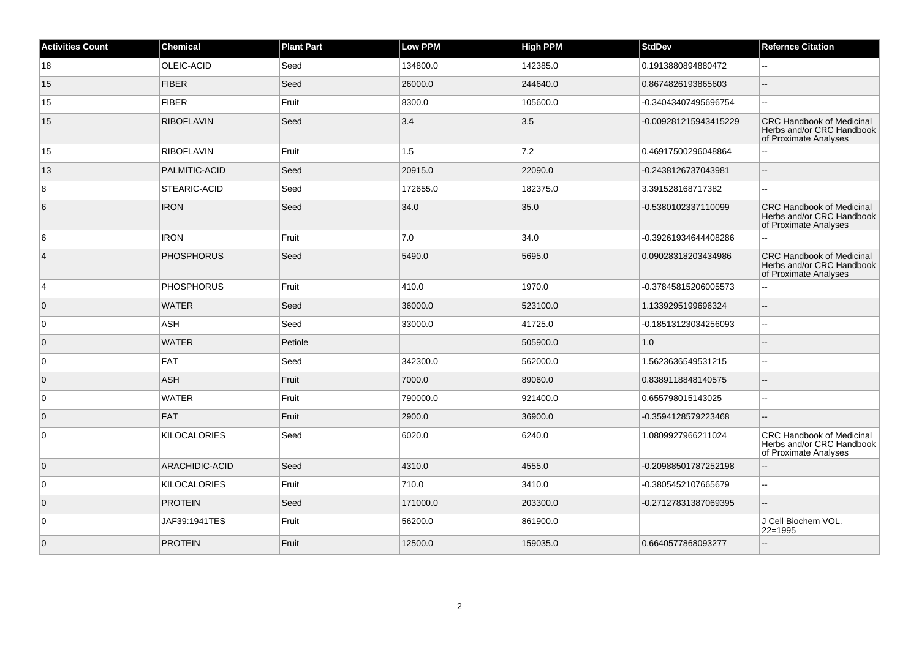| Activities Count | Chemical | Plant Part | Low PPM | High PPM | StdDev | Refernce Citation |
|---|---|---|---|---|---|---|
| 18 | OLEIC-ACID | Seed | 134800.0 | 142385.0 | 0.1913880894880472 | -- |
| 15 | FIBER | Seed | 26000.0 | 244640.0 | 0.8674826193865603 | -- |
| 15 | FIBER | Fruit | 8300.0 | 105600.0 | -0.34043407495696754 | -- |
| 15 | RIBOFLAVIN | Seed | 3.4 | 3.5 | -0.009281215943415229 | CRC Handbook of Medicinal Herbs and/or CRC Handbook of Proximate Analyses |
| 15 | RIBOFLAVIN | Fruit | 1.5 | 7.2 | 0.46917500296048864 | -- |
| 13 | PALMITIC-ACID | Seed | 20915.0 | 22090.0 | -0.2438126737043981 | -- |
| 8 | STEARIC-ACID | Seed | 172655.0 | 182375.0 | 3.391528168717382 | -- |
| 6 | IRON | Seed | 34.0 | 35.0 | -0.5380102337110099 | CRC Handbook of Medicinal Herbs and/or CRC Handbook of Proximate Analyses |
| 6 | IRON | Fruit | 7.0 | 34.0 | -0.39261934644408286 | -- |
| 4 | PHOSPHORUS | Seed | 5490.0 | 5695.0 | 0.09028318203434986 | CRC Handbook of Medicinal Herbs and/or CRC Handbook of Proximate Analyses |
| 4 | PHOSPHORUS | Fruit | 410.0 | 1970.0 | -0.37845815206005573 | -- |
| 0 | WATER | Seed | 36000.0 | 523100.0 | 1.1339295199696324 | -- |
| 0 | ASH | Seed | 33000.0 | 41725.0 | -0.18513123034256093 | -- |
| 0 | WATER | Petiole | | 505900.0 | 1.0 | -- |
| 0 | FAT | Seed | 342300.0 | 562000.0 | 1.5623636549531215 | -- |
| 0 | ASH | Fruit | 7000.0 | 89060.0 | 0.8389118848140575 | -- |
| 0 | WATER | Fruit | 790000.0 | 921400.0 | 0.655798015143025 | -- |
| 0 | FAT | Fruit | 2900.0 | 36900.0 | -0.3594128579223468 | -- |
| 0 | KILOCALORIES | Seed | 6020.0 | 6240.0 | 1.0809927966211024 | CRC Handbook of Medicinal Herbs and/or CRC Handbook of Proximate Analyses |
| 0 | ARACHIDIC-ACID | Seed | 4310.0 | 4555.0 | -0.20988501787252198 | -- |
| 0 | KILOCALORIES | Fruit | 710.0 | 3410.0 | -0.3805452107665679 | -- |
| 0 | PROTEIN | Seed | 171000.0 | 203300.0 | -0.27127831387069395 | -- |
| 0 | JAF39:1941TES | Fruit | 56200.0 | 861900.0 | | J Cell Biochem VOL. 22=1995 |
| 0 | PROTEIN | Fruit | 12500.0 | 159035.0 | 0.6640577868093277 | -- |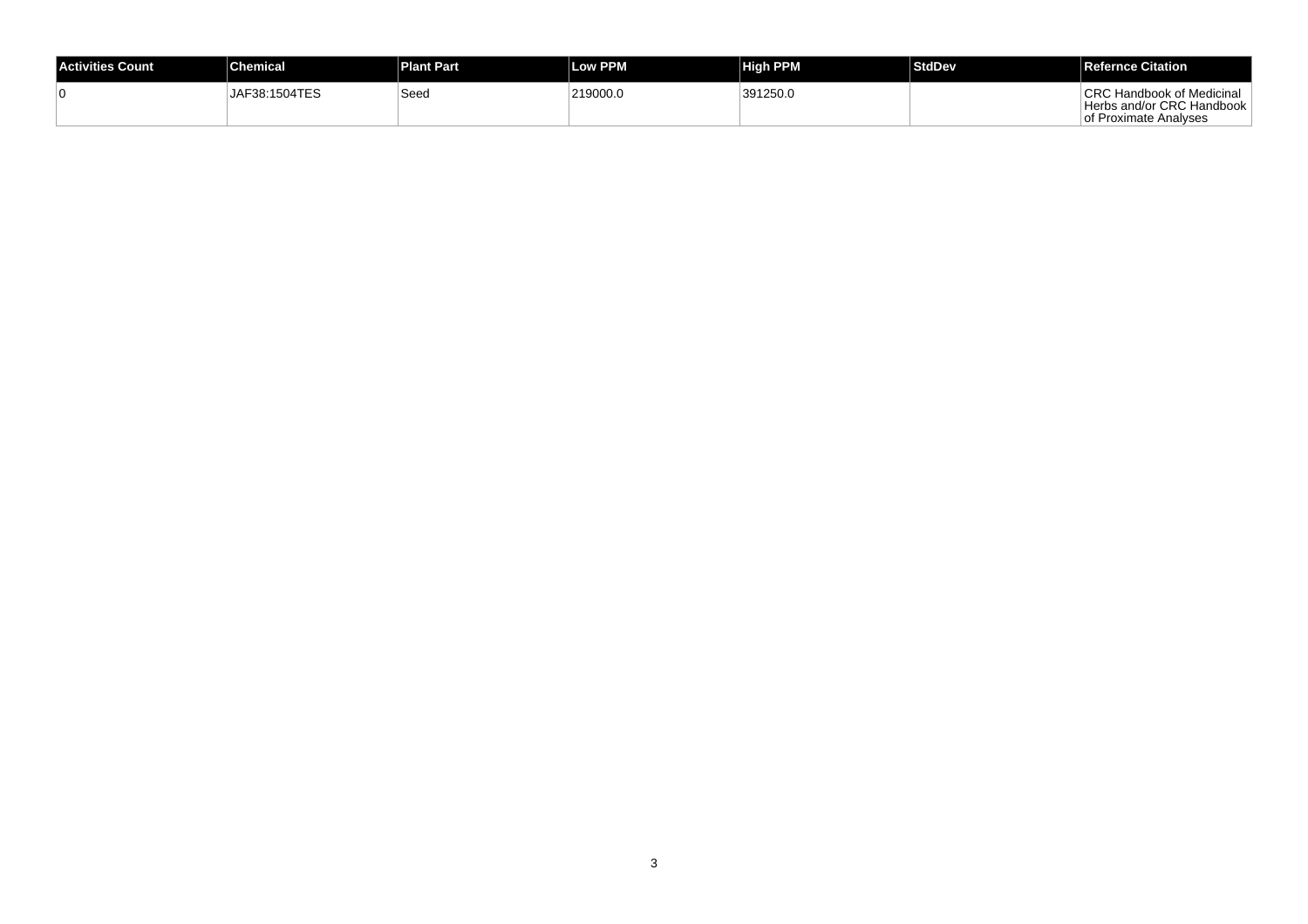| Activities Count | Chemical | Plant Part | Low PPM | High PPM | StdDev | Refernce Citation |
|---|---|---|---|---|---|---|
| 0 | JAF38:1504TES | Seed | 219000.0 | 391250.0 | | CRC Handbook of Medicinal Herbs and/or CRC Handbook of Proximate Analyses |